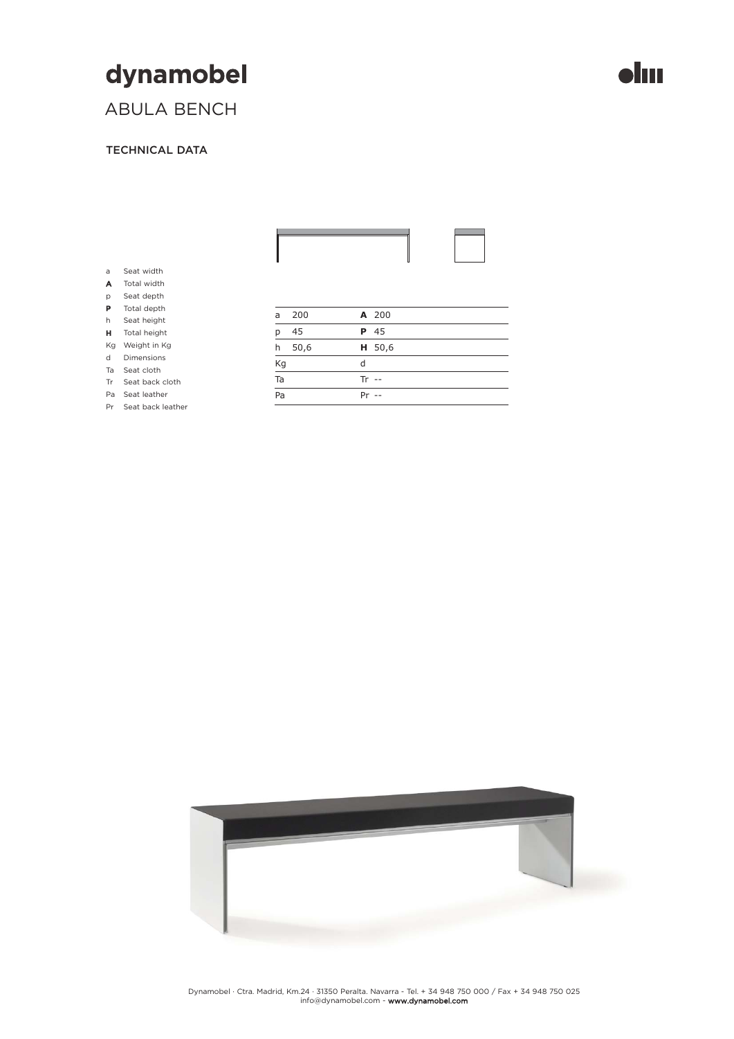# dynamobel

## ABULA BENCH

### TECHNICAL DATA

- a Seat width
- **A** Total width
- p Seat depth
- **P** Total depth
- h Seat height
- **H** Total height
- Kg Weight in Kg
- d Dimensions
- Ta Seat cloth
- Tr Seat back cloth
- Pa Seat leather
- Pr Seat back leather

| | | | |
|---|---|---|---|
| a | 200 | **A** | 200 |
| p | 45 | **P** | 45 |
| h | 50,6 | **H** | 50,6 |
| Kg | | d | |
| Ta | | Tr | -- |
| Pa | | Pr | -- |

Dynamobel · Ctra. Madrid, Km.24 · 31350 Peralta. Navarra - Tel. + 34 948 750 000 / Fax + 34 948 750 025
info@dynamobel.com - **www.dynamobel.com**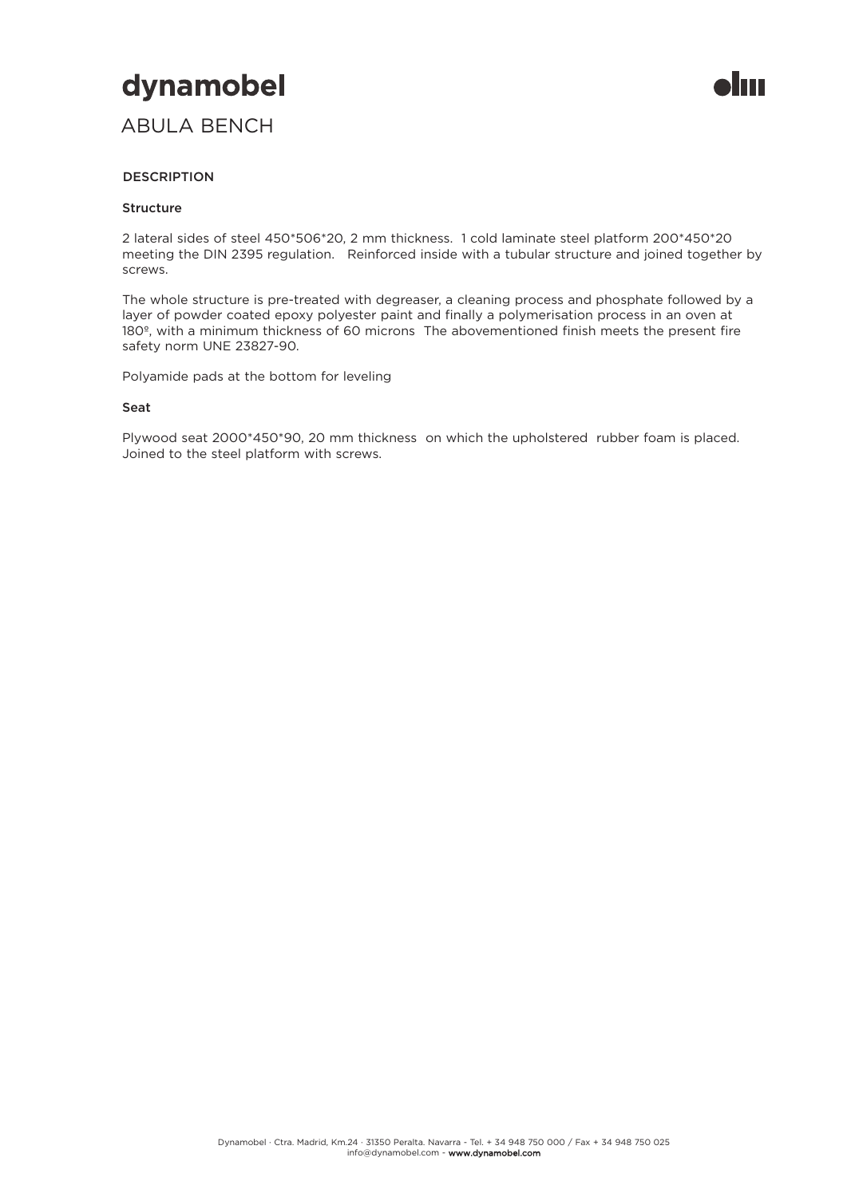# dynamobel

## ABULA BENCH

### DESCRIPTION

#### Structure

2 lateral sides of steel 450*506*20, 2 mm thickness.  1 cold laminate steel platform 200*450*20 meeting the DIN 2395 regulation.   Reinforced inside with a tubular structure and joined together by screws.

The whole structure is pre-treated with degreaser, a cleaning process and phosphate followed by a layer of powder coated epoxy polyester paint and finally a polymerisation process in an oven at 180º, with a minimum thickness of 60 microns  The abovementioned finish meets the present fire safety norm UNE 23827-90.

Polyamide pads at the bottom for leveling

#### Seat

Plywood seat 2000*450*90, 20 mm thickness  on which the upholstered  rubber foam is placed. Joined to the steel platform with screws.

Dynamobel · Ctra. Madrid, Km.24 · 31350 Peralta. Navarra - Tel. + 34 948 750 000 / Fax + 34 948 750 025
info@dynamobel.com - www.dynamobel.com